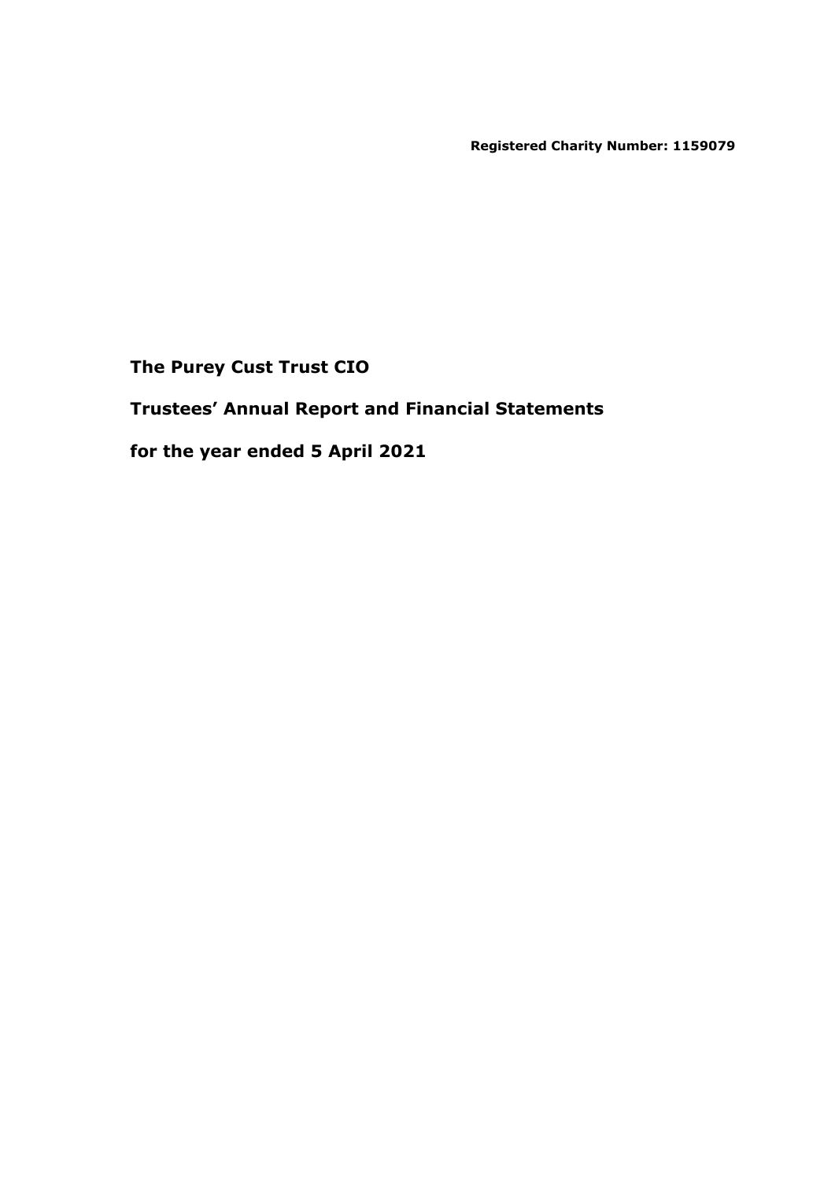**Registered Charity Number: 1159079**

# The Purey Cust Trust CIO

## Trustees' Annual Report and Financial Statements

## for the year ended 5 April 2021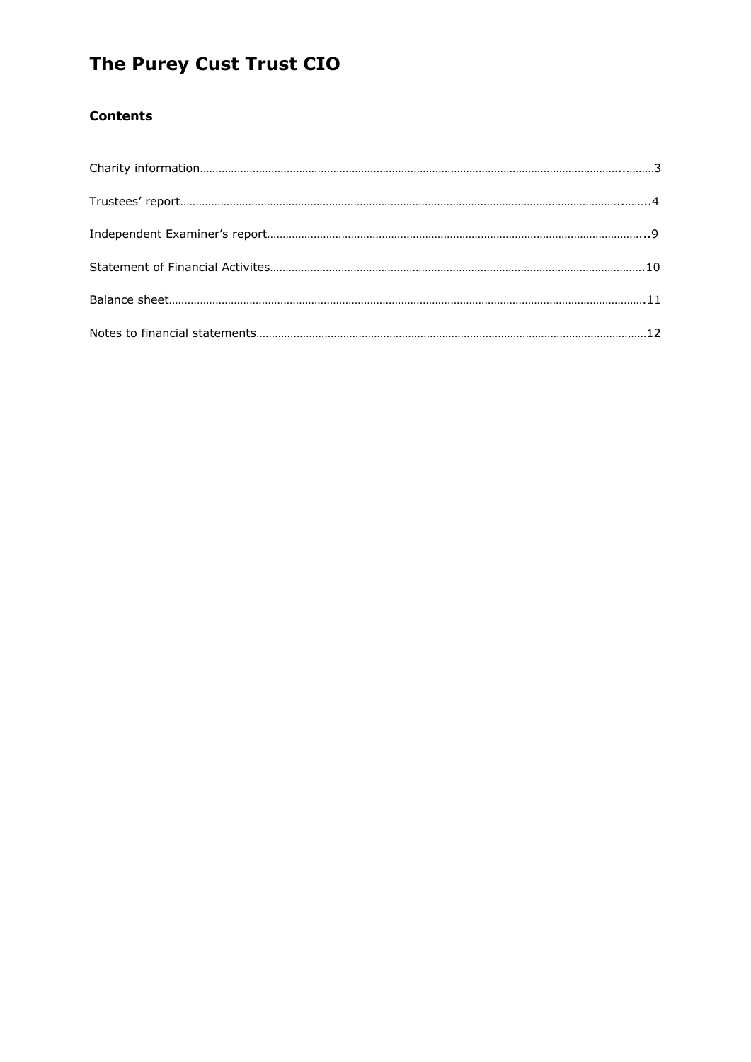# The Purey Cust Trust CIO

## Contents

| | |
|---|---|
| Charity information | 3 |
| Trustees' report | 4 |
| Independent Examiner's report | 9 |
| Statement of Financial Activites | 10 |
| Balance sheet | 11 |
| Notes to financial statements | 12 |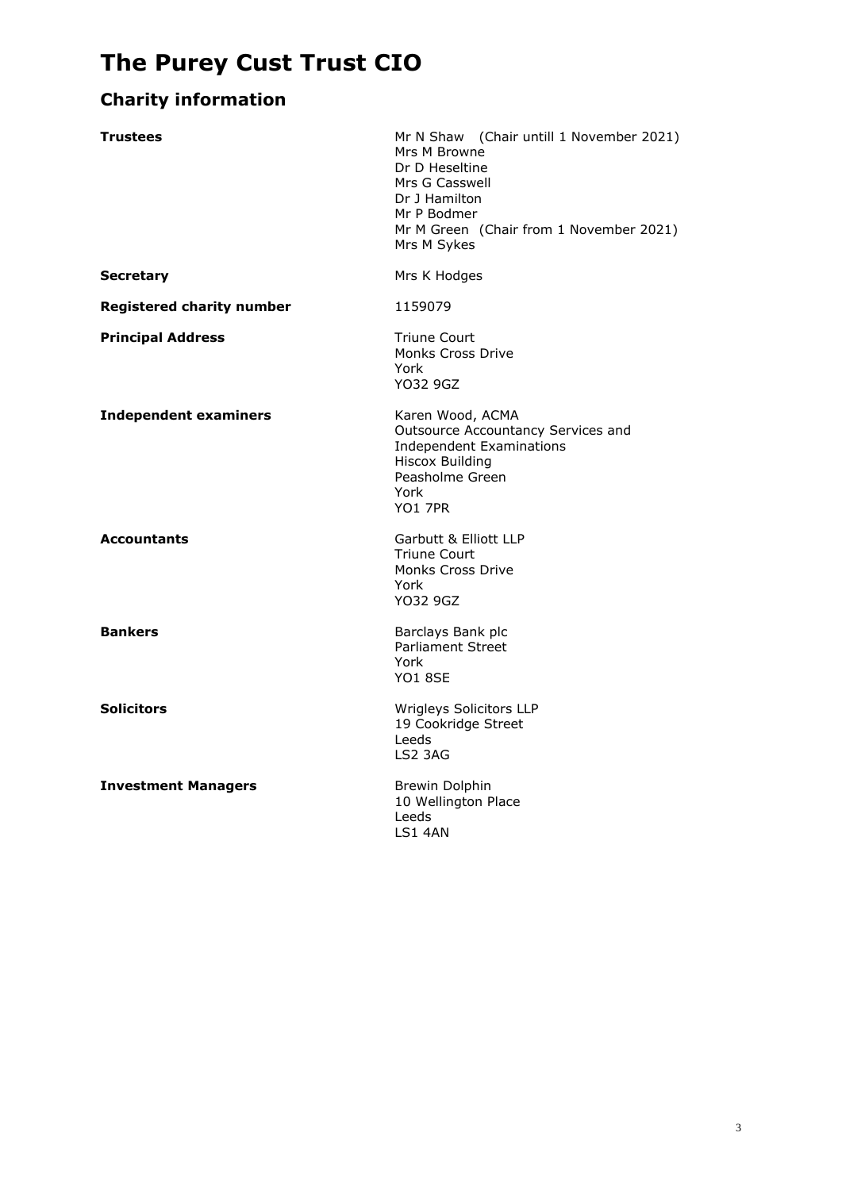# The Purey Cust Trust CIO

## Charity information

**Trustees**

Mr N Shaw (Chair untill 1 November 2021)
Mrs M Browne
Dr D Heseltine
Mrs G Casswell
Dr J Hamilton
Mr P Bodmer
Mr M Green (Chair from 1 November 2021)
Mrs M Sykes

**Secretary**

Mrs K Hodges

**Registered charity number**

1159079

**Principal Address**

Triune Court
Monks Cross Drive
York
YO32 9GZ

**Independent examiners**

Karen Wood, ACMA
Outsource Accountancy Services and Independent Examinations
Hiscox Building
Peasholme Green
York
YO1 7PR

**Accountants**

Garbutt & Elliott LLP
Triune Court
Monks Cross Drive
York
YO32 9GZ

**Bankers**

Barclays Bank plc
Parliament Street
York
YO1 8SE

**Solicitors**

Wrigleys Solicitors LLP
19 Cookridge Street
Leeds
LS2 3AG

**Investment Managers**

Brewin Dolphin
10 Wellington Place
Leeds
LS1 4AN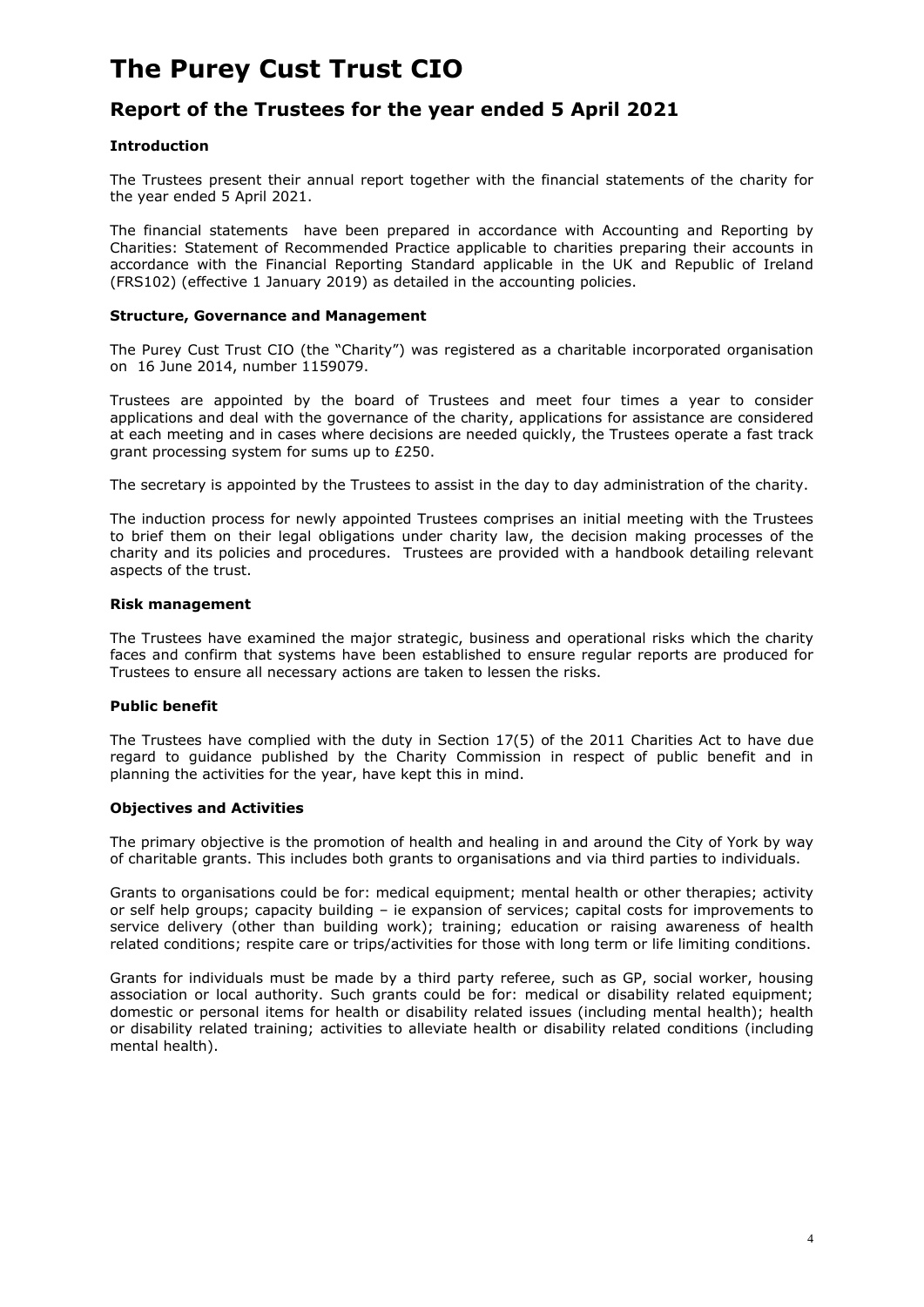# The Purey Cust Trust CIO

## Report of the Trustees for the year ended 5 April 2021

### Introduction

The Trustees present their annual report together with the financial statements of the charity for the year ended 5 April 2021.

The financial statements have been prepared in accordance with Accounting and Reporting by Charities: Statement of Recommended Practice applicable to charities preparing their accounts in accordance with the Financial Reporting Standard applicable in the UK and Republic of Ireland (FRS102) (effective 1 January 2019) as detailed in the accounting policies.

### Structure, Governance and Management

The Purey Cust Trust CIO (the "Charity") was registered as a charitable incorporated organisation on 16 June 2014, number 1159079.

Trustees are appointed by the board of Trustees and meet four times a year to consider applications and deal with the governance of the charity, applications for assistance are considered at each meeting and in cases where decisions are needed quickly, the Trustees operate a fast track grant processing system for sums up to £250.

The secretary is appointed by the Trustees to assist in the day to day administration of the charity.

The induction process for newly appointed Trustees comprises an initial meeting with the Trustees to brief them on their legal obligations under charity law, the decision making processes of the charity and its policies and procedures. Trustees are provided with a handbook detailing relevant aspects of the trust.

### Risk management

The Trustees have examined the major strategic, business and operational risks which the charity faces and confirm that systems have been established to ensure regular reports are produced for Trustees to ensure all necessary actions are taken to lessen the risks.

### Public benefit

The Trustees have complied with the duty in Section 17(5) of the 2011 Charities Act to have due regard to guidance published by the Charity Commission in respect of public benefit and in planning the activities for the year, have kept this in mind.

### Objectives and Activities

The primary objective is the promotion of health and healing in and around the City of York by way of charitable grants. This includes both grants to organisations and via third parties to individuals.

Grants to organisations could be for: medical equipment; mental health or other therapies; activity or self help groups; capacity building – ie expansion of services; capital costs for improvements to service delivery (other than building work); training; education or raising awareness of health related conditions; respite care or trips/activities for those with long term or life limiting conditions.

Grants for individuals must be made by a third party referee, such as GP, social worker, housing association or local authority. Such grants could be for: medical or disability related equipment; domestic or personal items for health or disability related issues (including mental health); health or disability related training; activities to alleviate health or disability related conditions (including mental health).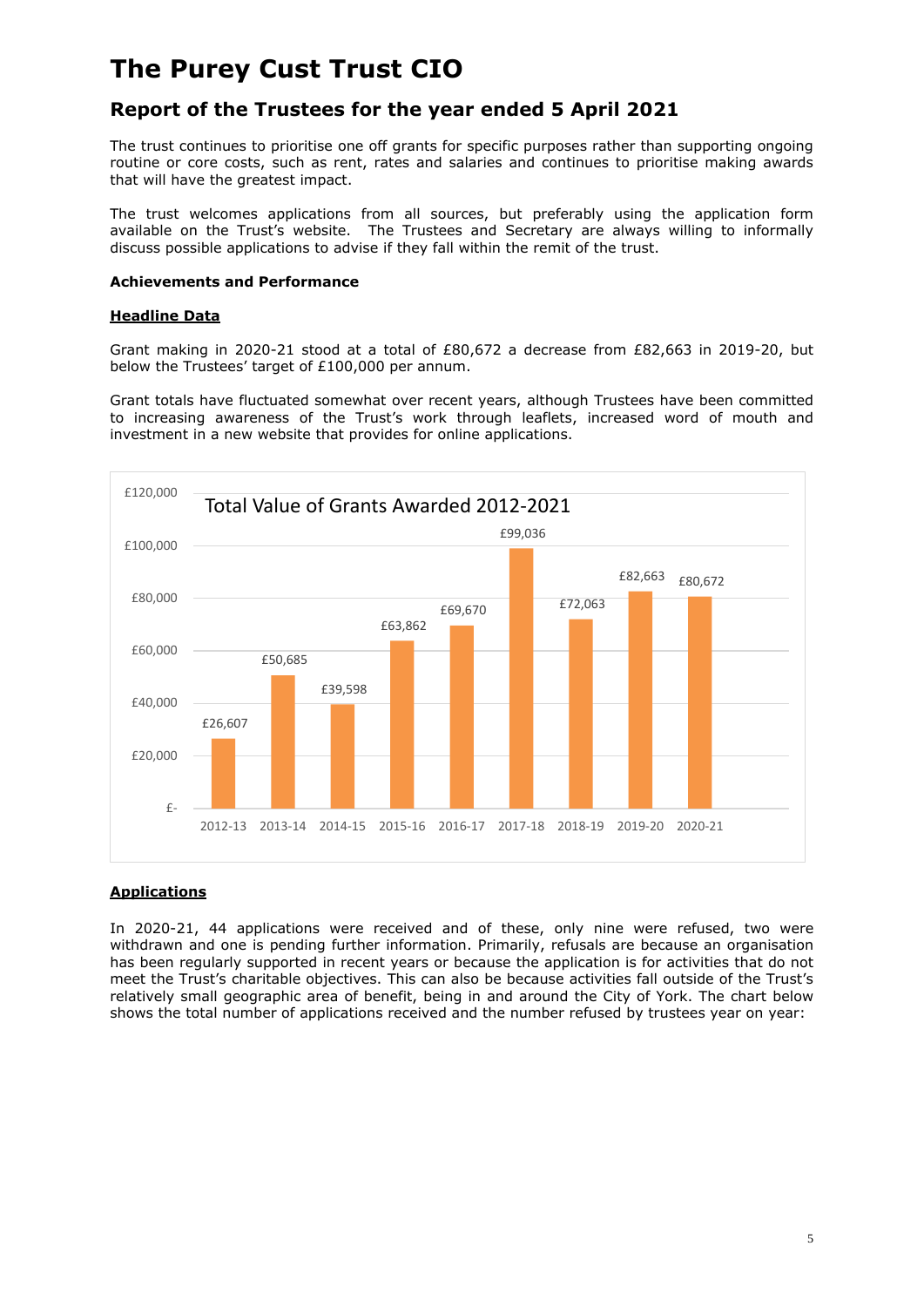# The Purey Cust Trust CIO

## Report of the Trustees for the year ended 5 April 2021

The trust continues to prioritise one off grants for specific purposes rather than supporting ongoing routine or core costs, such as rent, rates and salaries and continues to prioritise making awards that will have the greatest impact.

The trust welcomes applications from all sources, but preferably using the application form available on the Trust's website. The Trustees and Secretary are always willing to informally discuss possible applications to advise if they fall within the remit of the trust.

**Achievements and Performance**

**Headline Data**

Grant making in 2020-21 stood at a total of £80,672 a decrease from £82,663 in 2019-20, but below the Trustees' target of £100,000 per annum.

Grant totals have fluctuated somewhat over recent years, although Trustees have been committed to increasing awareness of the Trust's work through leaflets, increased word of mouth and investment in a new website that provides for online applications.

Total Value of Grants Awarded 2012-2021

| Year | Total Value of Grants Awarded |
|---|---|
| 2012-13 | £26,607 |
| 2013-14 | £50,685 |
| 2014-15 | £39,598 |
| 2015-16 | £63,862 |
| 2016-17 | £69,670 |
| 2017-18 | £99,036 |
| 2018-19 | £72,063 |
| 2019-20 | £82,663 |
| 2020-21 | £80,672 |

**Applications**

In 2020-21, 44 applications were received and of these, only nine were refused, two were withdrawn and one is pending further information. Primarily, refusals are because an organisation has been regularly supported in recent years or because the application is for activities that do not meet the Trust's charitable objectives. This can also be because activities fall outside of the Trust's relatively small geographic area of benefit, being in and around the City of York. The chart below shows the total number of applications received and the number refused by trustees year on year: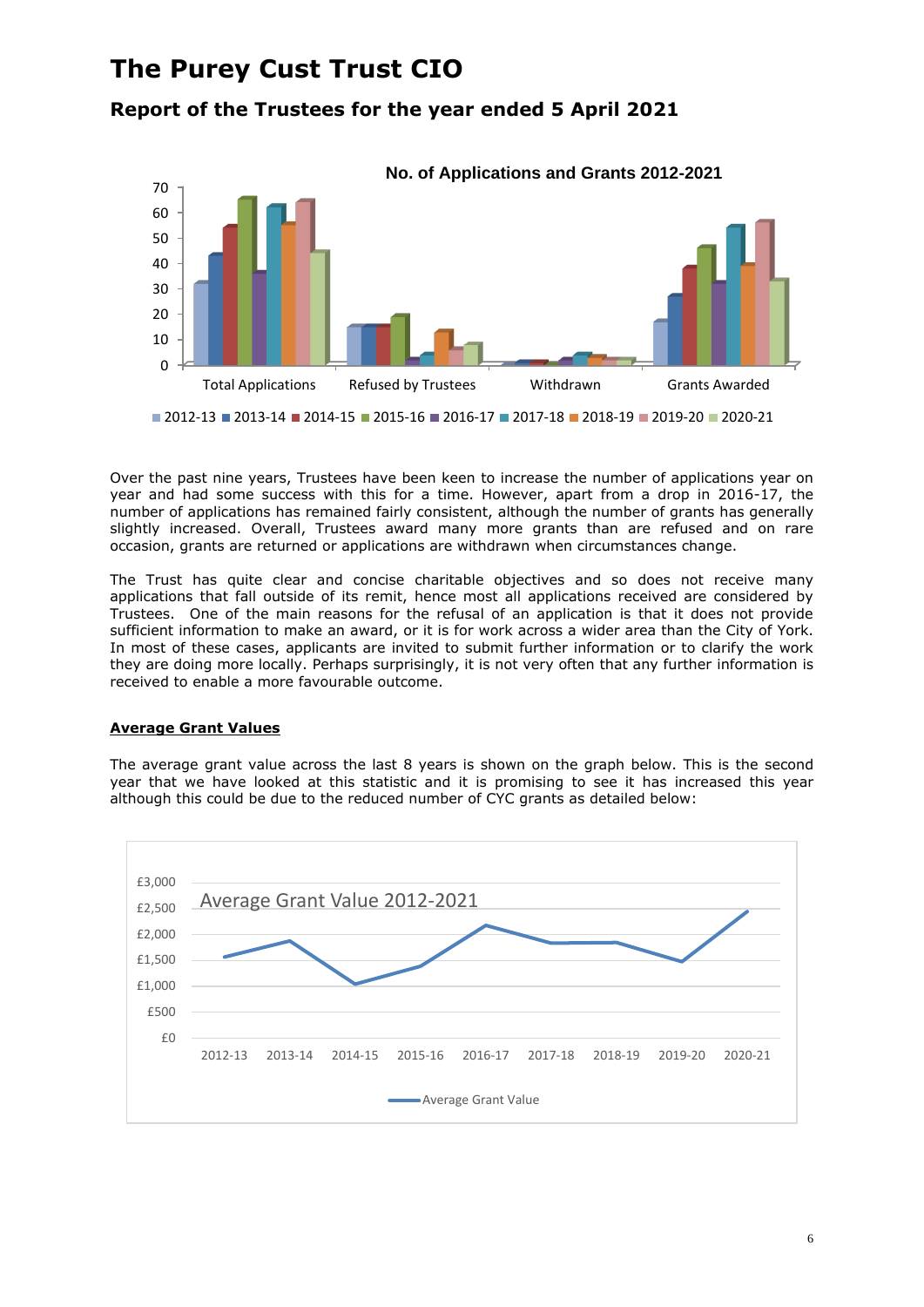# The Purey Cust Trust CIO

## Report of the Trustees for the year ended 5 April 2021

Over the past nine years, Trustees have been keen to increase the number of applications year on year and had some success with this for a time. However, apart from a drop in 2016-17, the number of applications has remained fairly consistent, although the number of grants has generally slightly increased. Overall, Trustees award many more grants than are refused and on rare occasion, grants are returned or applications are withdrawn when circumstances change.

The Trust has quite clear and concise charitable objectives and so does not receive many applications that fall outside of its remit, hence most all applications received are considered by Trustees. One of the main reasons for the refusal of an application is that it does not provide sufficient information to make an award, or it is for work across a wider area than the City of York. In most of these cases, applicants are invited to submit further information or to clarify the work they are doing more locally. Perhaps surprisingly, it is not very often that any further information is received to enable a more favourable outcome.

### Average Grant Values

The average grant value across the last 8 years is shown on the graph below. This is the second year that we have looked at this statistic and it is promising to see it has increased this year although this could be due to the reduced number of CYC grants as detailed below: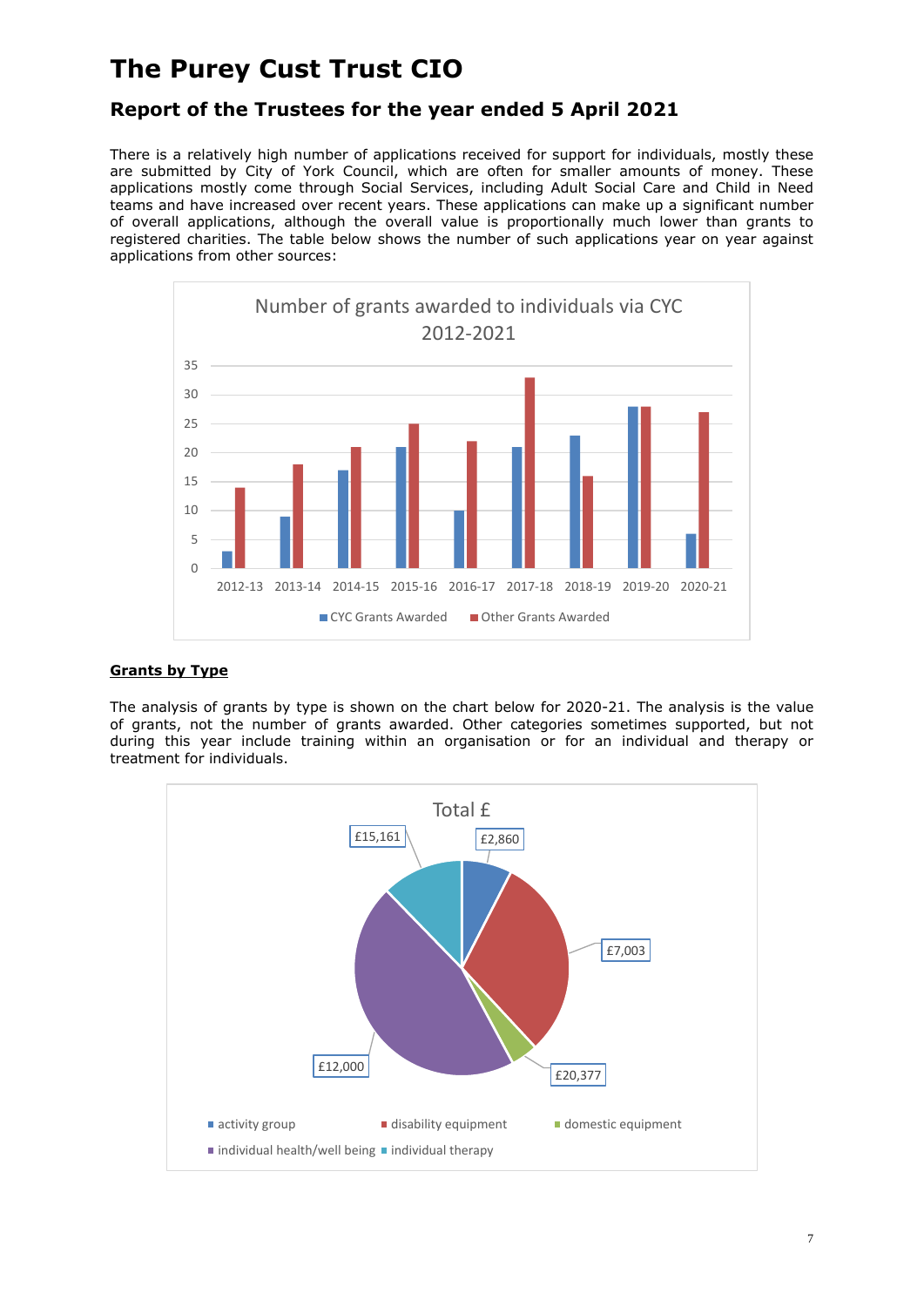# The Purey Cust Trust CIO

## Report of the Trustees for the year ended 5 April 2021

There is a relatively high number of applications received for support for individuals, mostly these are submitted by City of York Council, which are often for smaller amounts of money. These applications mostly come through Social Services, including Adult Social Care and Child in Need teams and have increased over recent years. These applications can make up a significant number of overall applications, although the overall value is proportionally much lower than grants to registered charities. The table below shows the number of such applications year on year against applications from other sources:

**Number of grants awarded to individuals via CYC 2012-2021**

| Year | CYC Grants Awarded | Other Grants Awarded |
|---|---|---|
| 2012-13 | 3 | 14 |
| 2013-14 | 9 | 18 |
| 2014-15 | 17 | 21 |
| 2015-16 | 21 | 25 |
| 2016-17 | 10 | 22 |
| 2017-18 | 21 | 33 |
| 2018-19 | 23 | 16 |
| 2019-20 | 28 | 28 |
| 2020-21 | 6 | 27 |

**Grants by Type**

The analysis of grants by type is shown on the chart below for 2020-21. The analysis is the value of grants, not the number of grants awarded. Other categories sometimes supported, but not during this year include training within an organisation or for an individual and therapy or treatment for individuals.

**Total £**

| Type | Total £ |
|---|---|
| activity group | £2,860 |
| disability equipment | £7,003 |
| domestic equipment | £20,377 |
| individual health/well being | £12,000 |
| individual therapy | £15,161 |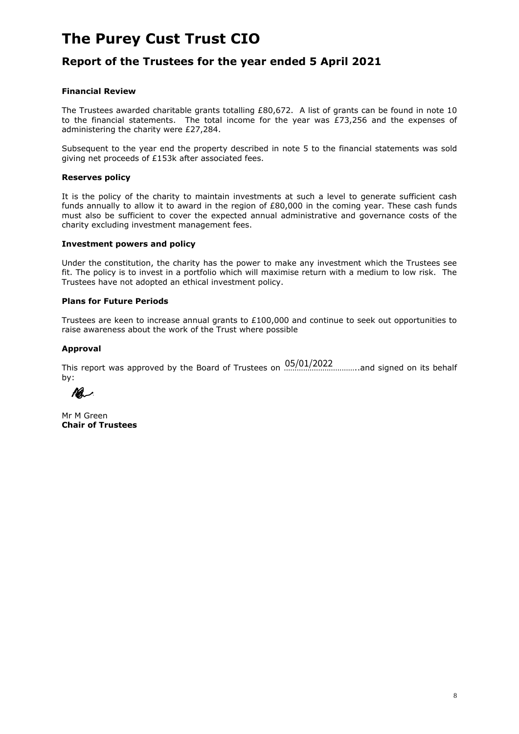# The Purey Cust Trust CIO

## Report of the Trustees for the year ended 5 April 2021

### Financial Review

The Trustees awarded charitable grants totalling £80,672. A list of grants can be found in note 10 to the financial statements. The total income for the year was £73,256 and the expenses of administering the charity were £27,284.

Subsequent to the year end the property described in note 5 to the financial statements was sold giving net proceeds of £153k after associated fees.

### Reserves policy

It is the policy of the charity to maintain investments at such a level to generate sufficient cash funds annually to allow it to award in the region of £80,000 in the coming year. These cash funds must also be sufficient to cover the expected annual administrative and governance costs of the charity excluding investment management fees.

### Investment powers and policy

Under the constitution, the charity has the power to make any investment which the Trustees see fit. The policy is to invest in a portfolio which will maximise return with a medium to low risk. The Trustees have not adopted an ethical investment policy.

### Plans for Future Periods

Trustees are keen to increase annual grants to £100,000 and continue to seek out opportunities to raise awareness about the work of the Trust where possible

### Approval

This report was approved by the Board of Trustees on 05/01/2022……………………..and signed on its behalf by:

Mr M Green
**Chair of Trustees**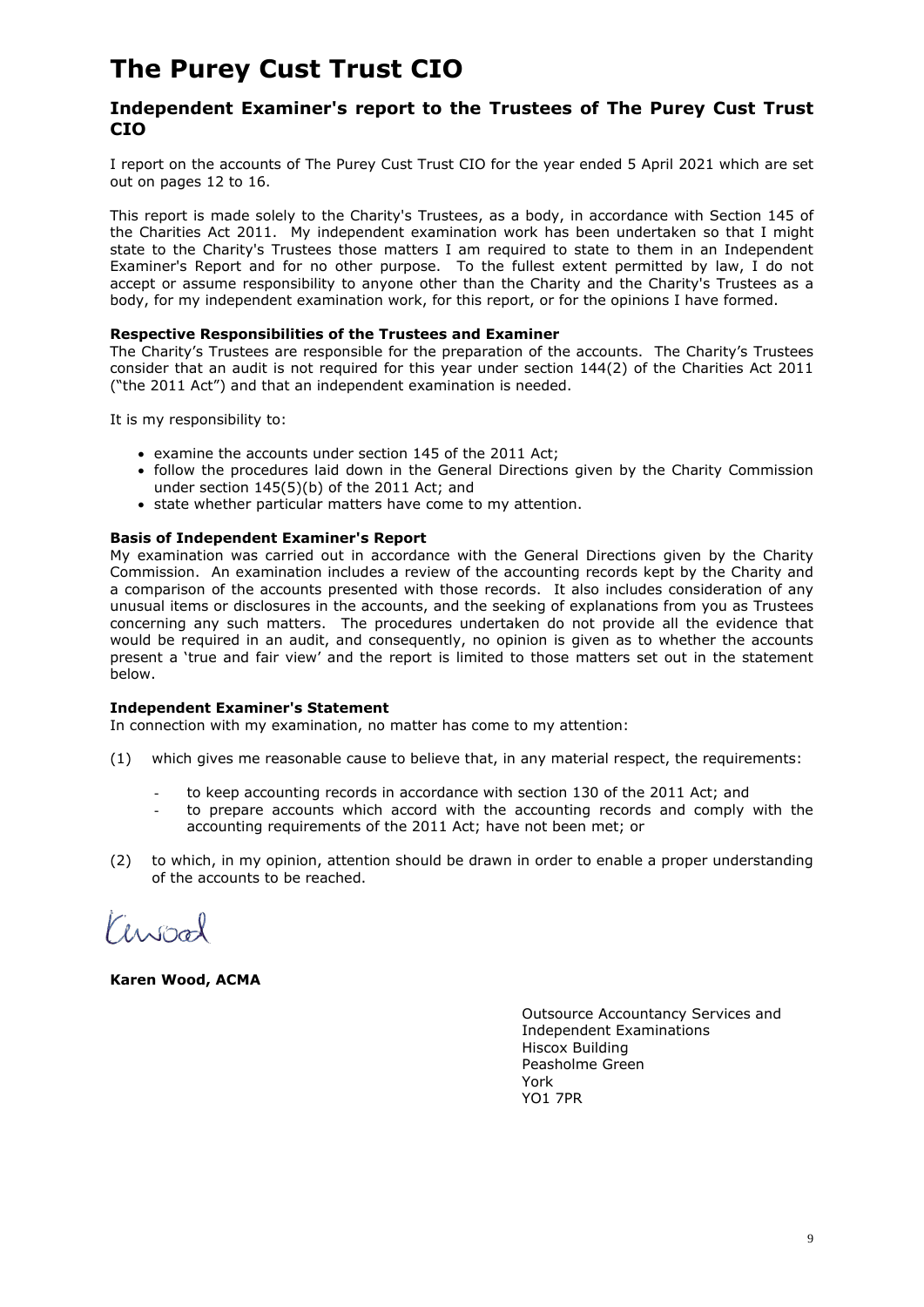# The Purey Cust Trust CIO

## Independent Examiner's report to the Trustees of The Purey Cust Trust CIO

I report on the accounts of The Purey Cust Trust CIO for the year ended 5 April 2021 which are set out on pages 12 to 16.

This report is made solely to the Charity's Trustees, as a body, in accordance with Section 145 of the Charities Act 2011. My independent examination work has been undertaken so that I might state to the Charity's Trustees those matters I am required to state to them in an Independent Examiner's Report and for no other purpose. To the fullest extent permitted by law, I do not accept or assume responsibility to anyone other than the Charity and the Charity's Trustees as a body, for my independent examination work, for this report, or for the opinions I have formed.

**Respective Responsibilities of the Trustees and Examiner**

The Charity's Trustees are responsible for the preparation of the accounts. The Charity's Trustees consider that an audit is not required for this year under section 144(2) of the Charities Act 2011 ("the 2011 Act") and that an independent examination is needed.

It is my responsibility to:

- examine the accounts under section 145 of the 2011 Act;
- follow the procedures laid down in the General Directions given by the Charity Commission under section 145(5)(b) of the 2011 Act; and
- state whether particular matters have come to my attention.

**Basis of Independent Examiner's Report**

My examination was carried out in accordance with the General Directions given by the Charity Commission. An examination includes a review of the accounting records kept by the Charity and a comparison of the accounts presented with those records. It also includes consideration of any unusual items or disclosures in the accounts, and the seeking of explanations from you as Trustees concerning any such matters. The procedures undertaken do not provide all the evidence that would be required in an audit, and consequently, no opinion is given as to whether the accounts present a 'true and fair view' and the report is limited to those matters set out in the statement below.

**Independent Examiner's Statement**

In connection with my examination, no matter has come to my attention:

(1) which gives me reasonable cause to believe that, in any material respect, the requirements:

- to keep accounting records in accordance with section 130 of the 2011 Act; and
- to prepare accounts which accord with the accounting records and comply with the accounting requirements of the 2011 Act; have not been met; or

(2) to which, in my opinion, attention should be drawn in order to enable a proper understanding of the accounts to be reached.

K Wood

**Karen Wood, ACMA**

Outsource Accountancy Services and
Independent Examinations
Hiscox Building
Peasholme Green
York
YO1 7PR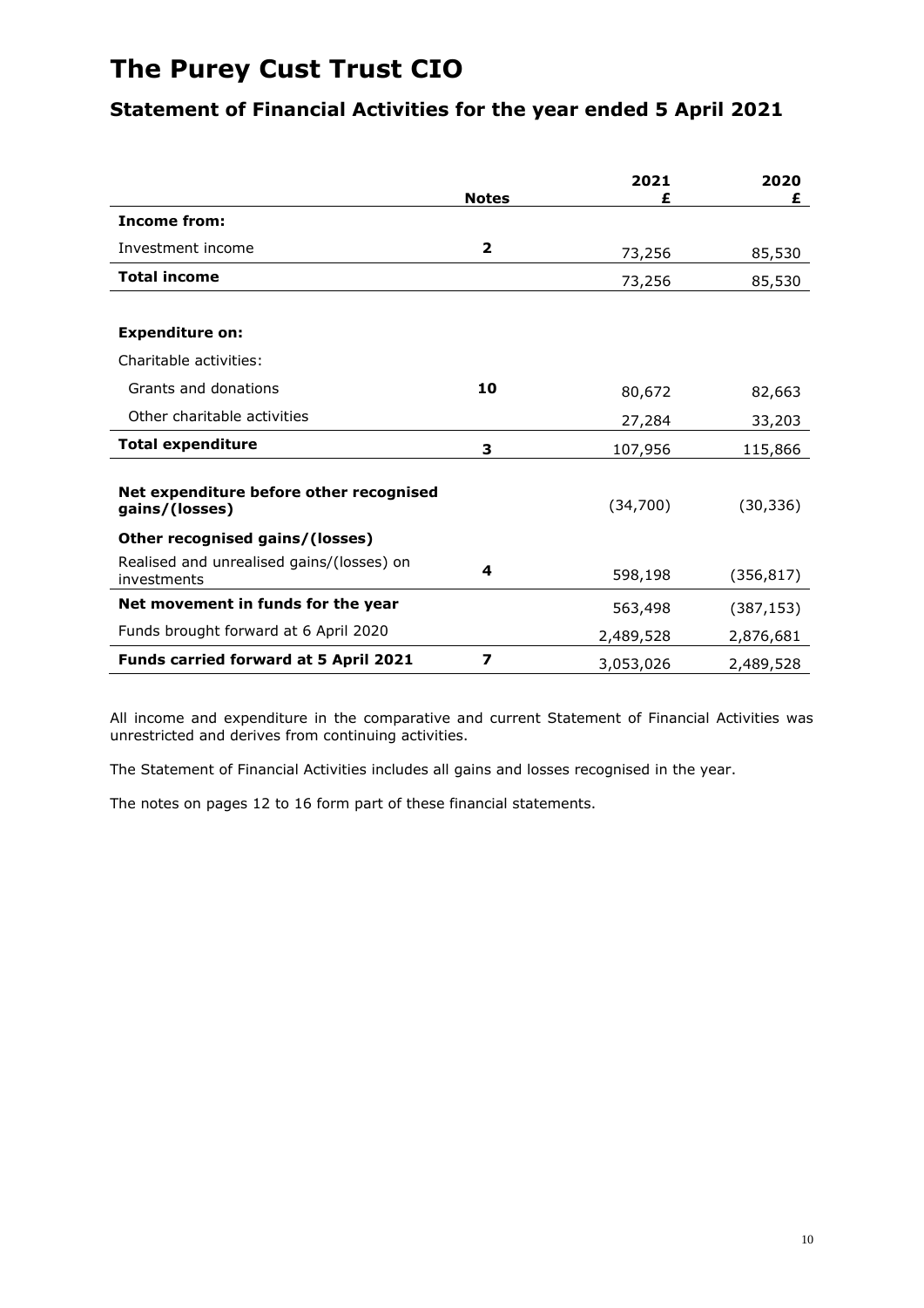# The Purey Cust Trust CIO

## Statement of Financial Activities for the year ended 5 April 2021

| | Notes | 2021 £ | 2020 £ |
|---|---|---|---|
| **Income from:** | | | |
| Investment income | **2** | 73,256 | 85,530 |
| **Total income** | | 73,256 | 85,530 |
| | | | |
| **Expenditure on:** | | | |
| Charitable activities: | | | |
| Grants and donations | **10** | 80,672 | 82,663 |
| Other charitable activities | | 27,284 | 33,203 |
| **Total expenditure** | **3** | 107,956 | 115,866 |
| | | | |
| **Net expenditure before other recognised gains/(losses)** | | (34,700) | (30,336) |
| **Other recognised gains/(losses)** | | | |
| Realised and unrealised gains/(losses) on investments | **4** | 598,198 | (356,817) |
| **Net movement in funds for the year** | | 563,498 | (387,153) |
| Funds brought forward at 6 April 2020 | | 2,489,528 | 2,876,681 |
| **Funds carried forward at 5 April 2021** | **7** | 3,053,026 | 2,489,528 |

All income and expenditure in the comparative and current Statement of Financial Activities was unrestricted and derives from continuing activities.

The Statement of Financial Activities includes all gains and losses recognised in the year.

The notes on pages 12 to 16 form part of these financial statements.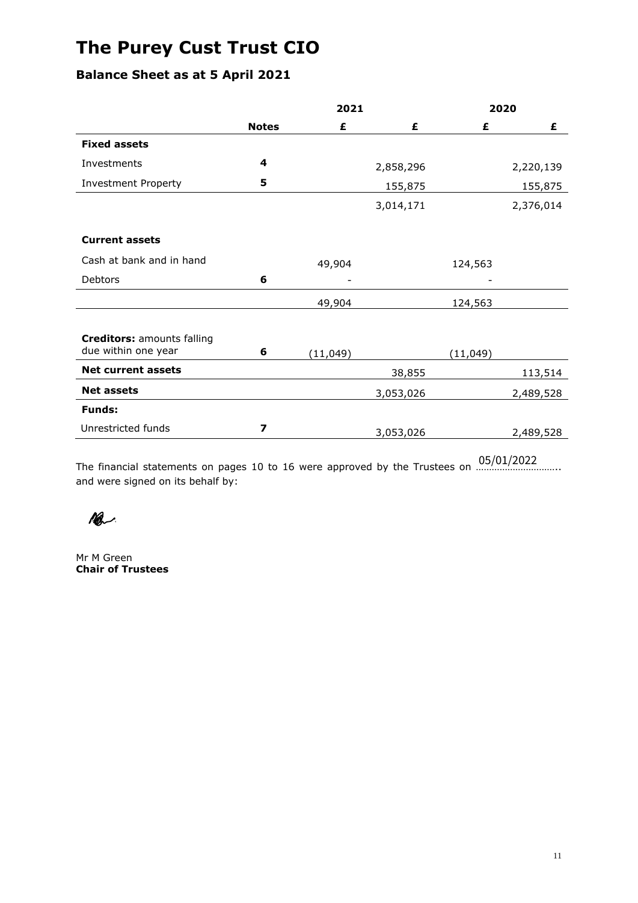# The Purey Cust Trust CIO

## Balance Sheet as at 5 April 2021

| | | 2021 | | 2020 | |
|---|---|---|---|---|---|
| | **Notes** | **£** | **£** | **£** | **£** |
| **Fixed assets** | | | | | |
| Investments | **4** | | 2,858,296 | | 2,220,139 |
| Investment Property | **5** | | 155,875 | | 155,875 |
| | | | 3,014,171 | | 2,376,014 |
| **Current assets** | | | | | |
| Cash at bank and in hand | | 49,904 | | 124,563 | |
| Debtors | **6** | - | | - | |
| | | 49,904 | | 124,563 | |
| **Creditors:** amounts falling due within one year | **6** | (11,049) | | (11,049) | |
| **Net current assets** | | | 38,855 | | 113,514 |
| **Net assets** | | | 3,053,026 | | 2,489,528 |
| **Funds:** | | | | | |
| Unrestricted funds | **7** | | 3,053,026 | | 2,489,528 |

The financial statements on pages 10 to 16 were approved by the Trustees on 05/01/2022 and were signed on its behalf by:

Mr M Green
**Chair of Trustees**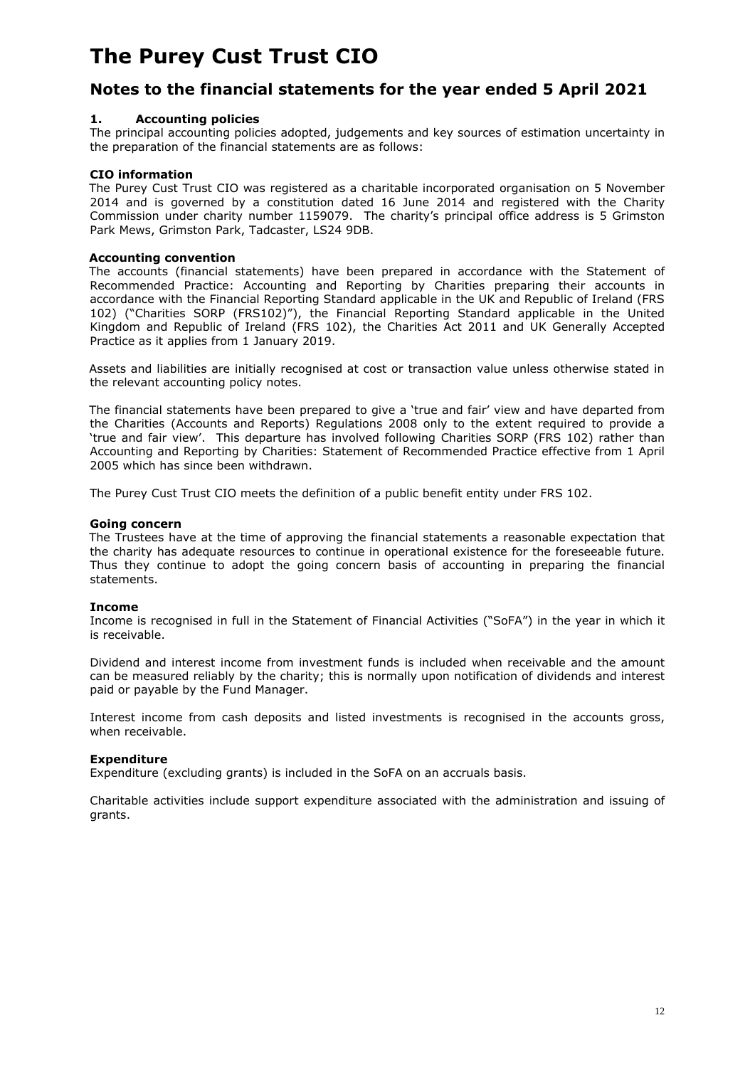# The Purey Cust Trust CIO

## Notes to the financial statements for the year ended 5 April 2021

### 1. Accounting policies

The principal accounting policies adopted, judgements and key sources of estimation uncertainty in the preparation of the financial statements are as follows:

**CIO information**

The Purey Cust Trust CIO was registered as a charitable incorporated organisation on 5 November 2014 and is governed by a constitution dated 16 June 2014 and registered with the Charity Commission under charity number 1159079. The charity's principal office address is 5 Grimston Park Mews, Grimston Park, Tadcaster, LS24 9DB.

**Accounting convention**

The accounts (financial statements) have been prepared in accordance with the Statement of Recommended Practice: Accounting and Reporting by Charities preparing their accounts in accordance with the Financial Reporting Standard applicable in the UK and Republic of Ireland (FRS 102) ("Charities SORP (FRS102)"), the Financial Reporting Standard applicable in the United Kingdom and Republic of Ireland (FRS 102), the Charities Act 2011 and UK Generally Accepted Practice as it applies from 1 January 2019.

Assets and liabilities are initially recognised at cost or transaction value unless otherwise stated in the relevant accounting policy notes.

The financial statements have been prepared to give a 'true and fair' view and have departed from the Charities (Accounts and Reports) Regulations 2008 only to the extent required to provide a 'true and fair view'. This departure has involved following Charities SORP (FRS 102) rather than Accounting and Reporting by Charities: Statement of Recommended Practice effective from 1 April 2005 which has since been withdrawn.

The Purey Cust Trust CIO meets the definition of a public benefit entity under FRS 102.

**Going concern**

The Trustees have at the time of approving the financial statements a reasonable expectation that the charity has adequate resources to continue in operational existence for the foreseeable future. Thus they continue to adopt the going concern basis of accounting in preparing the financial statements.

**Income**

Income is recognised in full in the Statement of Financial Activities ("SoFA") in the year in which it is receivable.

Dividend and interest income from investment funds is included when receivable and the amount can be measured reliably by the charity; this is normally upon notification of dividends and interest paid or payable by the Fund Manager.

Interest income from cash deposits and listed investments is recognised in the accounts gross, when receivable.

**Expenditure**

Expenditure (excluding grants) is included in the SoFA on an accruals basis.

Charitable activities include support expenditure associated with the administration and issuing of grants.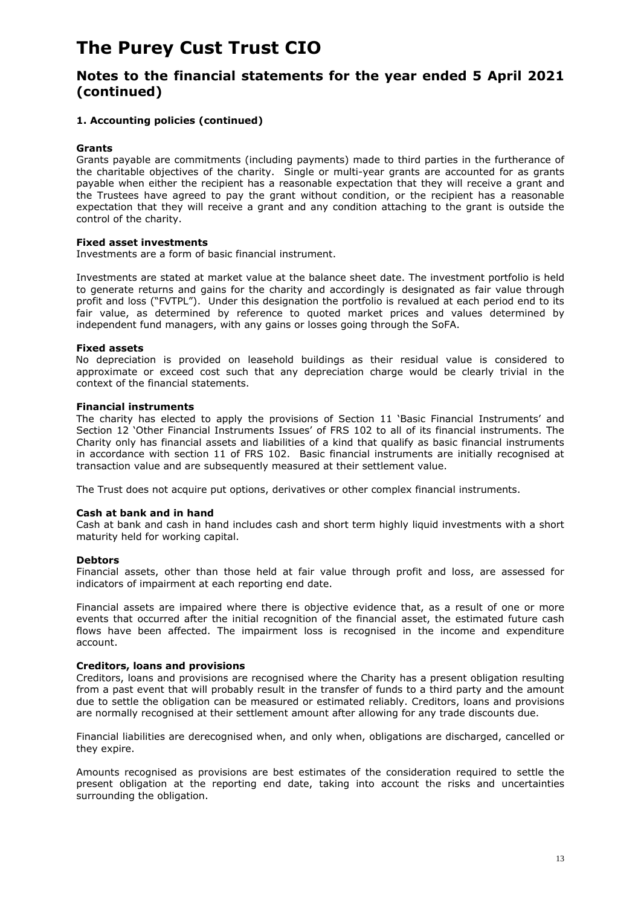# The Purey Cust Trust CIO

## Notes to the financial statements for the year ended 5 April 2021 (continued)

### 1. Accounting policies (continued)

**Grants**
Grants payable are commitments (including payments) made to third parties in the furtherance of the charitable objectives of the charity. Single or multi-year grants are accounted for as grants payable when either the recipient has a reasonable expectation that they will receive a grant and the Trustees have agreed to pay the grant without condition, or the recipient has a reasonable expectation that they will receive a grant and any condition attaching to the grant is outside the control of the charity.

**Fixed asset investments**
Investments are a form of basic financial instrument.

Investments are stated at market value at the balance sheet date. The investment portfolio is held to generate returns and gains for the charity and accordingly is designated as fair value through profit and loss ("FVTPL"). Under this designation the portfolio is revalued at each period end to its fair value, as determined by reference to quoted market prices and values determined by independent fund managers, with any gains or losses going through the SoFA.

**Fixed assets**
No depreciation is provided on leasehold buildings as their residual value is considered to approximate or exceed cost such that any depreciation charge would be clearly trivial in the context of the financial statements.

**Financial instruments**
The charity has elected to apply the provisions of Section 11 'Basic Financial Instruments' and Section 12 'Other Financial Instruments Issues' of FRS 102 to all of its financial instruments. The Charity only has financial assets and liabilities of a kind that qualify as basic financial instruments in accordance with section 11 of FRS 102. Basic financial instruments are initially recognised at transaction value and are subsequently measured at their settlement value.

The Trust does not acquire put options, derivatives or other complex financial instruments.

**Cash at bank and in hand**
Cash at bank and cash in hand includes cash and short term highly liquid investments with a short maturity held for working capital.

**Debtors**
Financial assets, other than those held at fair value through profit and loss, are assessed for indicators of impairment at each reporting end date.

Financial assets are impaired where there is objective evidence that, as a result of one or more events that occurred after the initial recognition of the financial asset, the estimated future cash flows have been affected. The impairment loss is recognised in the income and expenditure account.

**Creditors, loans and provisions**
Creditors, loans and provisions are recognised where the Charity has a present obligation resulting from a past event that will probably result in the transfer of funds to a third party and the amount due to settle the obligation can be measured or estimated reliably. Creditors, loans and provisions are normally recognised at their settlement amount after allowing for any trade discounts due.

Financial liabilities are derecognised when, and only when, obligations are discharged, cancelled or they expire.

Amounts recognised as provisions are best estimates of the consideration required to settle the present obligation at the reporting end date, taking into account the risks and uncertainties surrounding the obligation.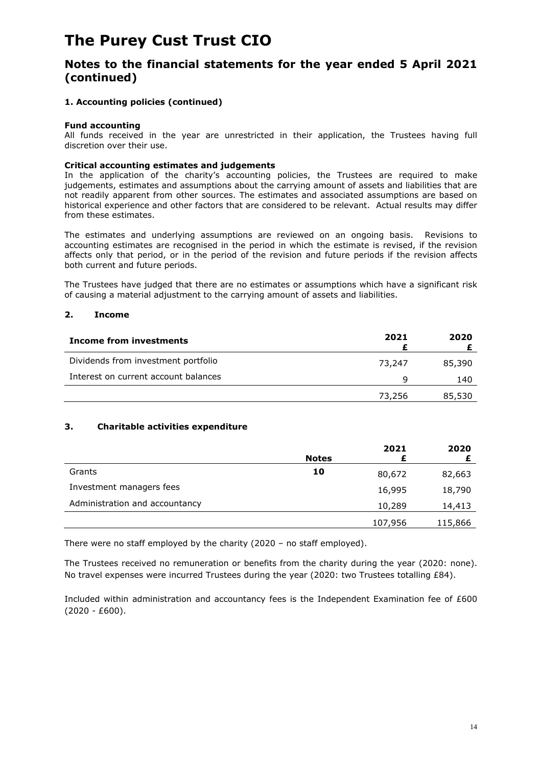# The Purey Cust Trust CIO

## Notes to the financial statements for the year ended 5 April 2021 (continued)

### 1. Accounting policies (continued)

**Fund accounting**
All funds received in the year are unrestricted in their application, the Trustees having full discretion over their use.

**Critical accounting estimates and judgements**
In the application of the charity's accounting policies, the Trustees are required to make judgements, estimates and assumptions about the carrying amount of assets and liabilities that are not readily apparent from other sources. The estimates and associated assumptions are based on historical experience and other factors that are considered to be relevant. Actual results may differ from these estimates.

The estimates and underlying assumptions are reviewed on an ongoing basis. Revisions to accounting estimates are recognised in the period in which the estimate is revised, if the revision affects only that period, or in the period of the revision and future periods if the revision affects both current and future periods.

The Trustees have judged that there are no estimates or assumptions which have a significant risk of causing a material adjustment to the carrying amount of assets and liabilities.

### 2. Income

| Income from investments | 2021 £ | 2020 £ |
|---|---|---|
| Dividends from investment portfolio | 73,247 | 85,390 |
| Interest on current account balances | 9 | 140 |
| | 73,256 | 85,530 |

### 3. Charitable activities expenditure

| | Notes | 2021 £ | 2020 £ |
|---|---|---|---|
| Grants | 10 | 80,672 | 82,663 |
| Investment managers fees | | 16,995 | 18,790 |
| Administration and accountancy | | 10,289 | 14,413 |
| | | 107,956 | 115,866 |

There were no staff employed by the charity (2020 – no staff employed).

The Trustees received no remuneration or benefits from the charity during the year (2020: none). No travel expenses were incurred Trustees during the year (2020: two Trustees totalling £84).

Included within administration and accountancy fees is the Independent Examination fee of £600 (2020 - £600).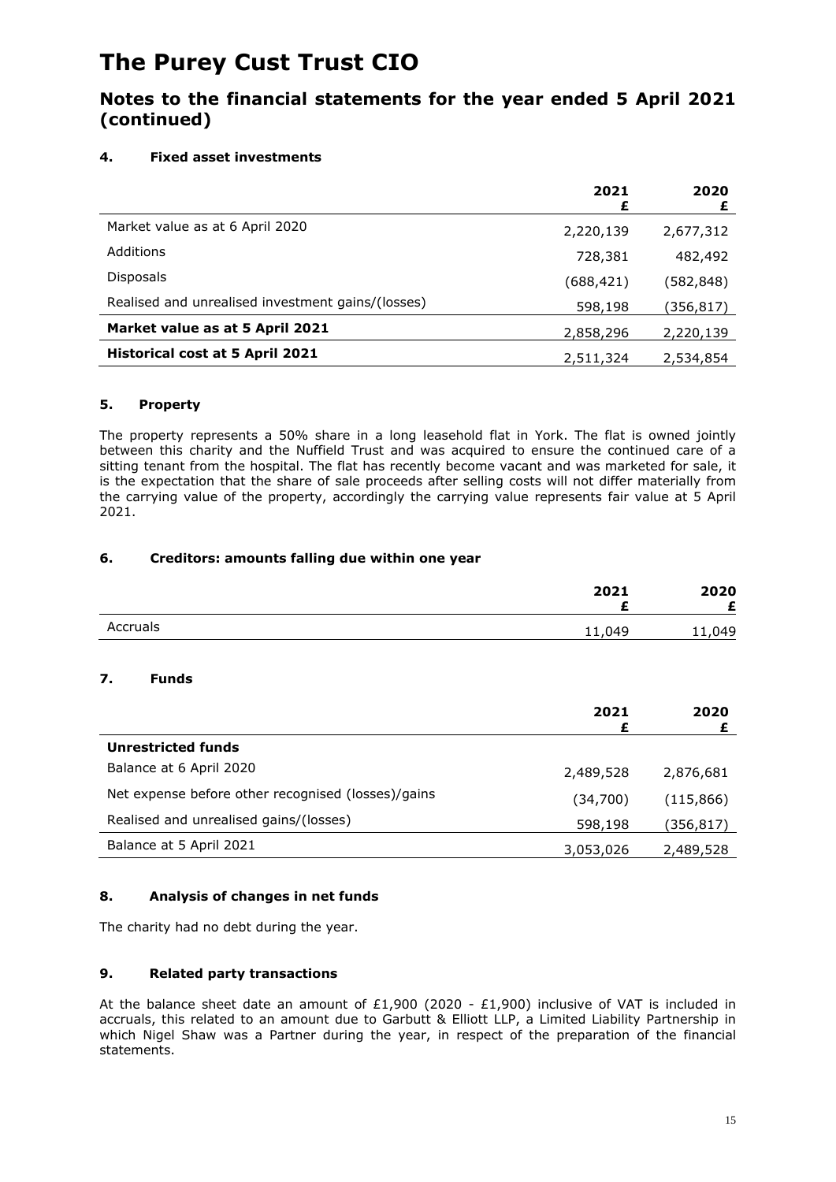# The Purey Cust Trust CIO

## Notes to the financial statements for the year ended 5 April 2021 (continued)

### 4. Fixed asset investments

| | 2021<br>£ | 2020<br>£ |
|---|---|---|
| Market value as at 6 April 2020 | 2,220,139 | 2,677,312 |
| Additions | 728,381 | 482,492 |
| Disposals | (688,421) | (582,848) |
| Realised and unrealised investment gains/(losses) | 598,198 | (356,817) |
| **Market value as at 5 April 2021** | 2,858,296 | 2,220,139 |
| **Historical cost at 5 April 2021** | 2,511,324 | 2,534,854 |

### 5. Property

The property represents a 50% share in a long leasehold flat in York. The flat is owned jointly between this charity and the Nuffield Trust and was acquired to ensure the continued care of a sitting tenant from the hospital. The flat has recently become vacant and was marketed for sale, it is the expectation that the share of sale proceeds after selling costs will not differ materially from the carrying value of the property, accordingly the carrying value represents fair value at 5 April 2021.

### 6. Creditors: amounts falling due within one year

| | 2021<br>£ | 2020<br>£ |
|---|---|---|
| Accruals | 11,049 | 11,049 |

### 7. Funds

| | 2021<br>£ | 2020<br>£ |
|---|---|---|
| **Unrestricted funds** | | |
| Balance at 6 April 2020 | 2,489,528 | 2,876,681 |
| Net expense before other recognised (losses)/gains | (34,700) | (115,866) |
| Realised and unrealised gains/(losses) | 598,198 | (356,817) |
| Balance at 5 April 2021 | 3,053,026 | 2,489,528 |

### 8. Analysis of changes in net funds

The charity had no debt during the year.

### 9. Related party transactions

At the balance sheet date an amount of £1,900 (2020 - £1,900) inclusive of VAT is included in accruals, this related to an amount due to Garbutt & Elliott LLP, a Limited Liability Partnership in which Nigel Shaw was a Partner during the year, in respect of the preparation of the financial statements.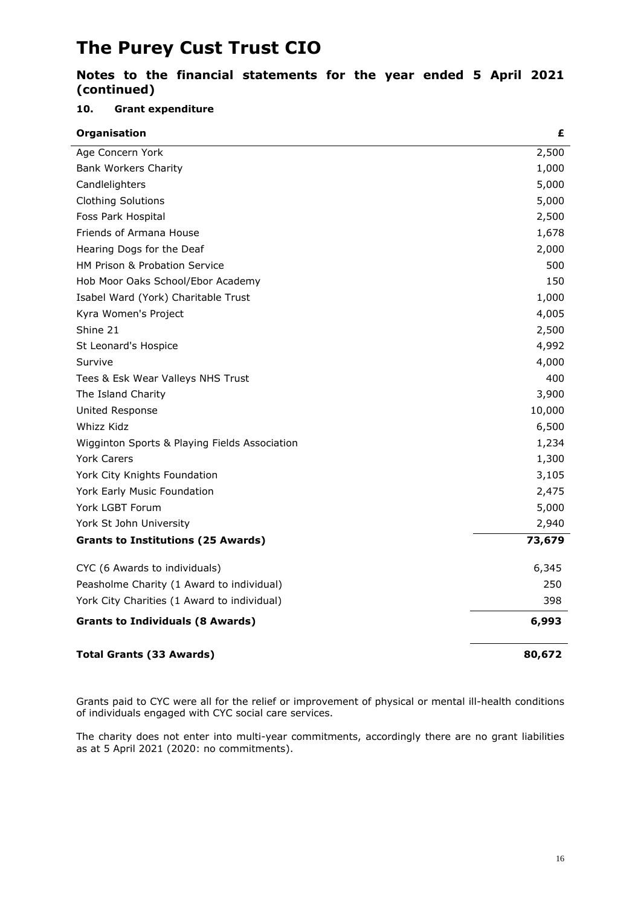# The Purey Cust Trust CIO

## Notes to the financial statements for the year ended 5 April 2021 (continued)

### 10. Grant expenditure

| Organisation | £ |
|---|---|
| Age Concern York | 2,500 |
| Bank Workers Charity | 1,000 |
| Candlelighters | 5,000 |
| Clothing Solutions | 5,000 |
| Foss Park Hospital | 2,500 |
| Friends of Armana House | 1,678 |
| Hearing Dogs for the Deaf | 2,000 |
| HM Prison & Probation Service | 500 |
| Hob Moor Oaks School/Ebor Academy | 150 |
| Isabel Ward (York) Charitable Trust | 1,000 |
| Kyra Women's Project | 4,005 |
| Shine 21 | 2,500 |
| St Leonard's Hospice | 4,992 |
| Survive | 4,000 |
| Tees & Esk Wear Valleys NHS Trust | 400 |
| The Island Charity | 3,900 |
| United Response | 10,000 |
| Whizz Kidz | 6,500 |
| Wigginton Sports & Playing Fields Association | 1,234 |
| York Carers | 1,300 |
| York City Knights Foundation | 3,105 |
| York Early Music Foundation | 2,475 |
| York LGBT Forum | 5,000 |
| York St John University | 2,940 |
| **Grants to Institutions (25 Awards)** | **73,679** |
| CYC (6 Awards to individuals) | 6,345 |
| Peasholme Charity (1 Award to individual) | 250 |
| York City Charities (1 Award to individual) | 398 |
| **Grants to Individuals (8 Awards)** | **6,993** |
| **Total Grants (33 Awards)** | **80,672** |

Grants paid to CYC were all for the relief or improvement of physical or mental ill-health conditions of individuals engaged with CYC social care services.

The charity does not enter into multi-year commitments, accordingly there are no grant liabilities as at 5 April 2021 (2020: no commitments).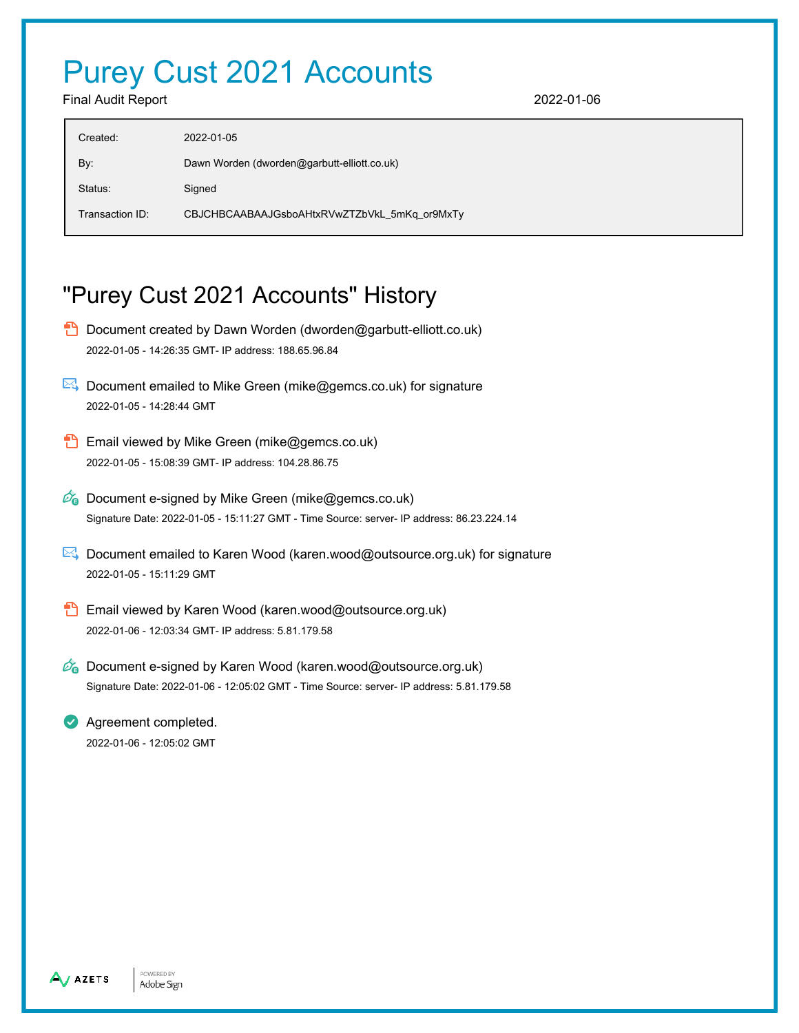# Purey Cust 2021 Accounts

Final Audit Report 2022-01-06

| | |
|---|---|
| Created: | 2022-01-05 |
| By: | Dawn Worden (dworden@garbutt-elliott.co.uk) |
| Status: | Signed |
| Transaction ID: | CBJCHBCAABAAJGsboAHtxRVwZTZbVkL_5mKq_or9MxTy |

## "Purey Cust 2021 Accounts" History

- Document created by Dawn Worden (dworden@garbutt-elliott.co.uk)
  2022-01-05 - 14:26:35 GMT- IP address: 188.65.96.84

- Document emailed to Mike Green (mike@gemcs.co.uk) for signature
  2022-01-05 - 14:28:44 GMT

- Email viewed by Mike Green (mike@gemcs.co.uk)
  2022-01-05 - 15:08:39 GMT- IP address: 104.28.86.75

- Document e-signed by Mike Green (mike@gemcs.co.uk)
  Signature Date: 2022-01-05 - 15:11:27 GMT - Time Source: server- IP address: 86.23.224.14

- Document emailed to Karen Wood (karen.wood@outsource.org.uk) for signature
  2022-01-05 - 15:11:29 GMT

- Email viewed by Karen Wood (karen.wood@outsource.org.uk)
  2022-01-06 - 12:03:34 GMT- IP address: 5.81.179.58

- Document e-signed by Karen Wood (karen.wood@outsource.org.uk)
  Signature Date: 2022-01-06 - 12:05:02 GMT - Time Source: server- IP address: 5.81.179.58

- Agreement completed.
  2022-01-06 - 12:05:02 GMT

AZETS | POWERED BY Adobe Sign